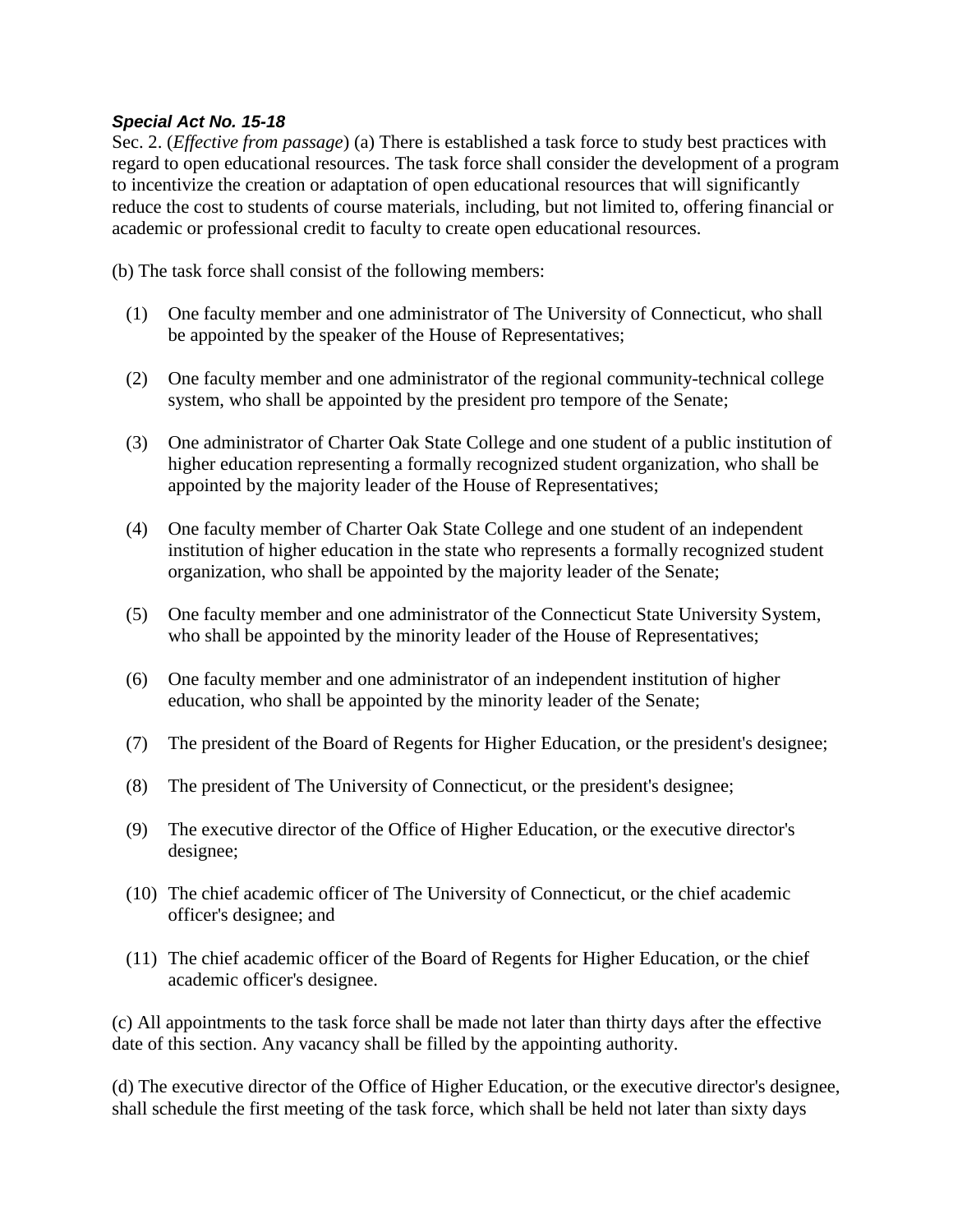***Special Act No. 15-18***

Sec. 2. (*Effective from passage*) (a) There is established a task force to study best practices with regard to open educational resources. The task force shall consider the development of a program to incentivize the creation or adaptation of open educational resources that will significantly reduce the cost to students of course materials, including, but not limited to, offering financial or academic or professional credit to faculty to create open educational resources.

(b) The task force shall consist of the following members:

(1) One faculty member and one administrator of The University of Connecticut, who shall be appointed by the speaker of the House of Representatives;

(2) One faculty member and one administrator of the regional community-technical college system, who shall be appointed by the president pro tempore of the Senate;

(3) One administrator of Charter Oak State College and one student of a public institution of higher education representing a formally recognized student organization, who shall be appointed by the majority leader of the House of Representatives;

(4) One faculty member of Charter Oak State College and one student of an independent institution of higher education in the state who represents a formally recognized student organization, who shall be appointed by the majority leader of the Senate;

(5) One faculty member and one administrator of the Connecticut State University System, who shall be appointed by the minority leader of the House of Representatives;

(6) One faculty member and one administrator of an independent institution of higher education, who shall be appointed by the minority leader of the Senate;

(7) The president of the Board of Regents for Higher Education, or the president's designee;

(8) The president of The University of Connecticut, or the president's designee;

(9) The executive director of the Office of Higher Education, or the executive director's designee;

(10) The chief academic officer of The University of Connecticut, or the chief academic officer's designee; and

(11) The chief academic officer of the Board of Regents for Higher Education, or the chief academic officer's designee.

(c) All appointments to the task force shall be made not later than thirty days after the effective date of this section. Any vacancy shall be filled by the appointing authority.

(d) The executive director of the Office of Higher Education, or the executive director's designee, shall schedule the first meeting of the task force, which shall be held not later than sixty days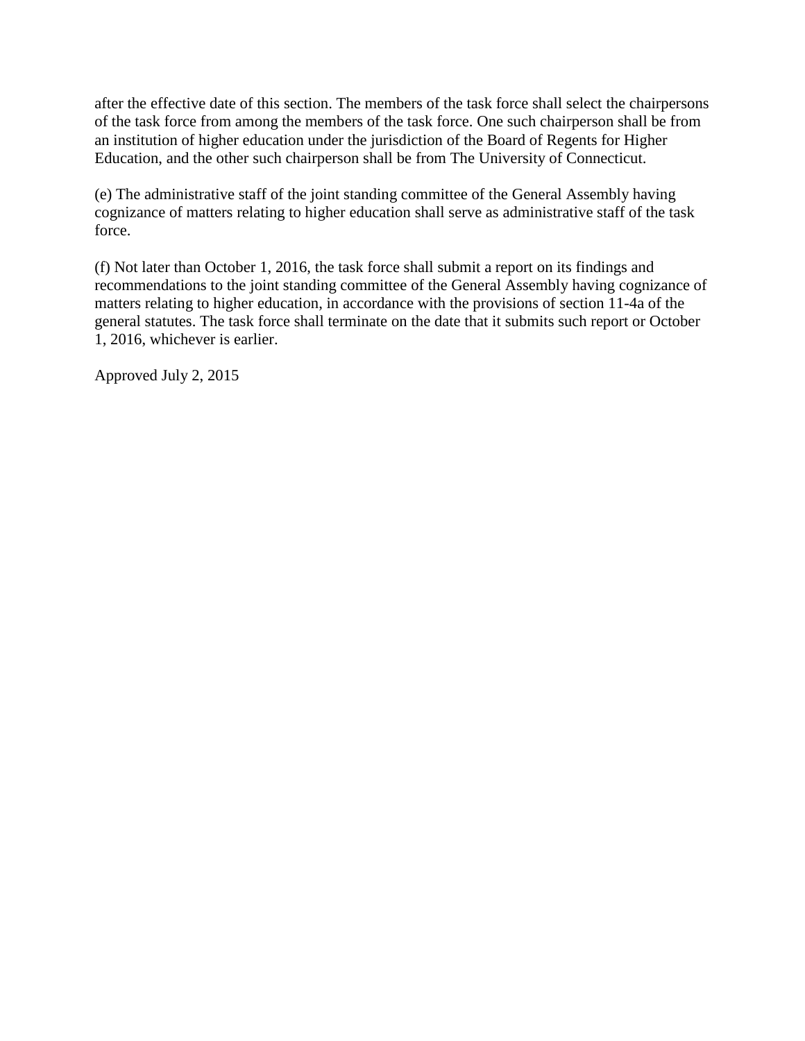after the effective date of this section. The members of the task force shall select the chairpersons of the task force from among the members of the task force. One such chairperson shall be from an institution of higher education under the jurisdiction of the Board of Regents for Higher Education, and the other such chairperson shall be from The University of Connecticut.

(e) The administrative staff of the joint standing committee of the General Assembly having cognizance of matters relating to higher education shall serve as administrative staff of the task force.

(f) Not later than October 1, 2016, the task force shall submit a report on its findings and recommendations to the joint standing committee of the General Assembly having cognizance of matters relating to higher education, in accordance with the provisions of section 11-4a of the general statutes. The task force shall terminate on the date that it submits such report or October 1, 2016, whichever is earlier.

Approved July 2, 2015